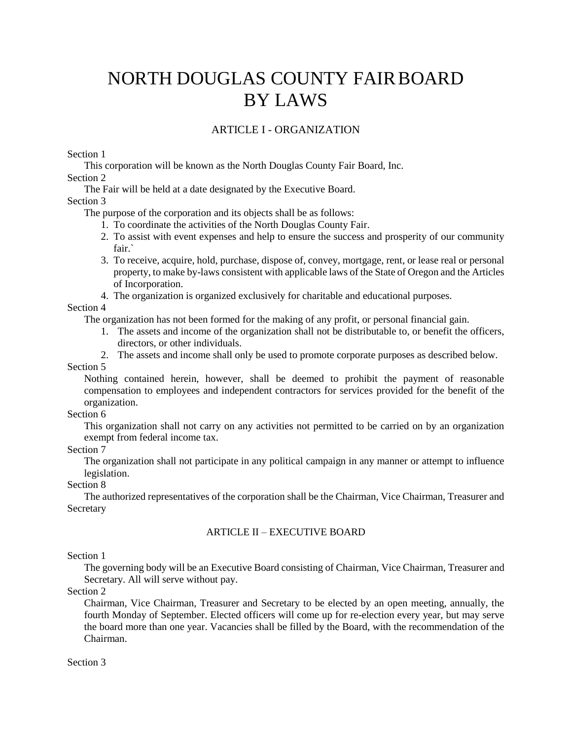# NORTH DOUGLAS COUNTY FAIR BOARD BY LAWS

## ARTICLE I - ORGANIZATION

Section 1

This corporation will be known as the North Douglas County Fair Board, Inc.

Section 2

The Fair will be held at a date designated by the Executive Board.

Section 3

The purpose of the corporation and its objects shall be as follows:

1. To coordinate the activities of the North Douglas County Fair.
2. To assist with event expenses and help to ensure the success and prosperity of our community fair.`
3. To receive, acquire, hold, purchase, dispose of, convey, mortgage, rent, or lease real or personal property, to make by-laws consistent with applicable laws of the State of Oregon and the Articles of Incorporation.
4. The organization is organized exclusively for charitable and educational purposes.

Section 4

The organization has not been formed for the making of any profit, or personal financial gain.

1. The assets and income of the organization shall not be distributable to, or benefit the officers, directors, or other individuals.
2. The assets and income shall only be used to promote corporate purposes as described below.

Section 5

Nothing contained herein, however, shall be deemed to prohibit the payment of reasonable compensation to employees and independent contractors for services provided for the benefit of the organization.

Section 6

This organization shall not carry on any activities not permitted to be carried on by an organization exempt from federal income tax.

Section 7

The organization shall not participate in any political campaign in any manner or attempt to influence legislation.

Section 8

The authorized representatives of the corporation shall be the Chairman, Vice Chairman, Treasurer and Secretary

## ARTICLE II – EXECUTIVE BOARD

Section 1

The governing body will be an Executive Board consisting of Chairman, Vice Chairman, Treasurer and Secretary. All will serve without pay.

Section 2

Chairman, Vice Chairman, Treasurer and Secretary to be elected by an open meeting, annually, the fourth Monday of September. Elected officers will come up for re-election every year, but may serve the board more than one year. Vacancies shall be filled by the Board, with the recommendation of the Chairman.

Section 3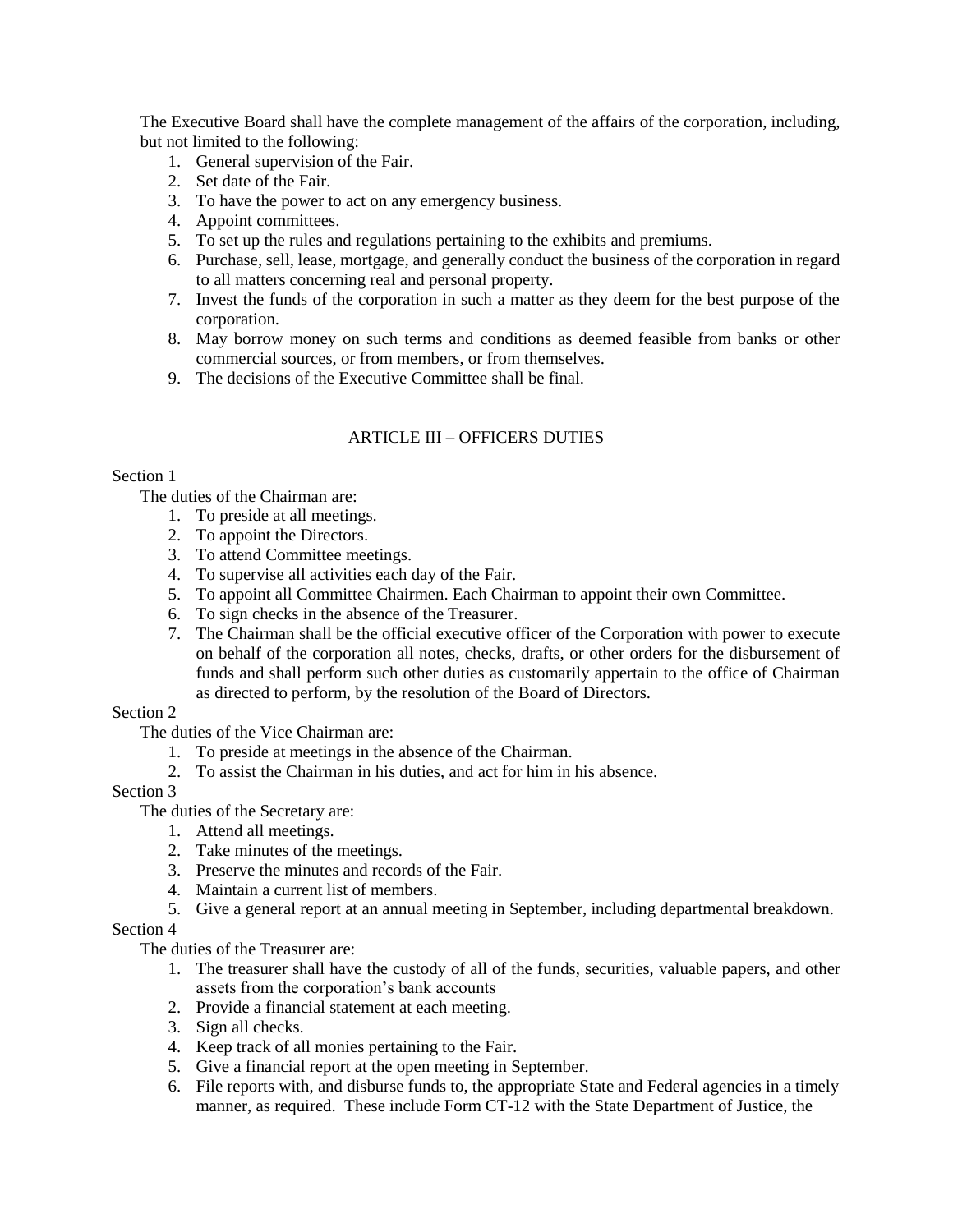The Executive Board shall have the complete management of the affairs of the corporation, including, but not limited to the following:

1. General supervision of the Fair.
2. Set date of the Fair.
3. To have the power to act on any emergency business.
4. Appoint committees.
5. To set up the rules and regulations pertaining to the exhibits and premiums.
6. Purchase, sell, lease, mortgage, and generally conduct the business of the corporation in regard to all matters concerning real and personal property.
7. Invest the funds of the corporation in such a matter as they deem for the best purpose of the corporation.
8. May borrow money on such terms and conditions as deemed feasible from banks or other commercial sources, or from members, or from themselves.
9. The decisions of the Executive Committee shall be final.

## ARTICLE III – OFFICERS DUTIES

Section 1

The duties of the Chairman are:

1. To preside at all meetings.
2. To appoint the Directors.
3. To attend Committee meetings.
4. To supervise all activities each day of the Fair.
5. To appoint all Committee Chairmen. Each Chairman to appoint their own Committee.
6. To sign checks in the absence of the Treasurer.
7. The Chairman shall be the official executive officer of the Corporation with power to execute on behalf of the corporation all notes, checks, drafts, or other orders for the disbursement of funds and shall perform such other duties as customarily appertain to the office of Chairman as directed to perform, by the resolution of the Board of Directors.

Section 2

The duties of the Vice Chairman are:

1. To preside at meetings in the absence of the Chairman.
2. To assist the Chairman in his duties, and act for him in his absence.

Section 3

The duties of the Secretary are:

1. Attend all meetings.
2. Take minutes of the meetings.
3. Preserve the minutes and records of the Fair.
4. Maintain a current list of members.
5. Give a general report at an annual meeting in September, including departmental breakdown.

Section 4

The duties of the Treasurer are:

1. The treasurer shall have the custody of all of the funds, securities, valuable papers, and other assets from the corporation's bank accounts
2. Provide a financial statement at each meeting.
3. Sign all checks.
4. Keep track of all monies pertaining to the Fair.
5. Give a financial report at the open meeting in September.
6. File reports with, and disburse funds to, the appropriate State and Federal agencies in a timely manner, as required. These include Form CT-12 with the State Department of Justice, the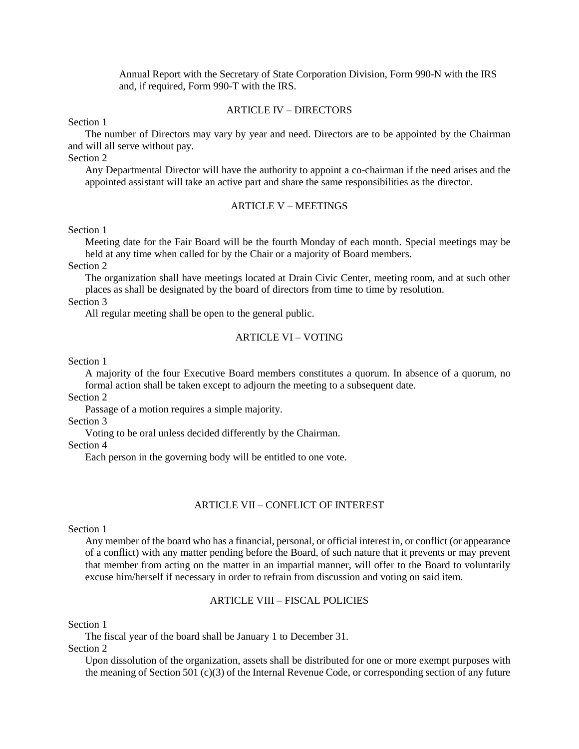Annual Report with the Secretary of State Corporation Division, Form 990-N with the IRS and, if required, Form 990-T with the IRS.

## ARTICLE IV – DIRECTORS

Section 1

The number of Directors may vary by year and need. Directors are to be appointed by the Chairman and will all serve without pay.

Section 2

Any Departmental Director will have the authority to appoint a co-chairman if the need arises and the appointed assistant will take an active part and share the same responsibilities as the director.

## ARTICLE V – MEETINGS

Section 1

Meeting date for the Fair Board will be the fourth Monday of each month. Special meetings may be held at any time when called for by the Chair or a majority of Board members.

Section 2

The organization shall have meetings located at Drain Civic Center, meeting room, and at such other places as shall be designated by the board of directors from time to time by resolution.

Section 3

All regular meeting shall be open to the general public.

## ARTICLE VI – VOTING

Section 1

A majority of the four Executive Board members constitutes a quorum. In absence of a quorum, no formal action shall be taken except to adjourn the meeting to a subsequent date.

Section 2

Passage of a motion requires a simple majority.

Section 3

Voting to be oral unless decided differently by the Chairman.

Section 4

Each person in the governing body will be entitled to one vote.

## ARTICLE VII – CONFLICT OF INTEREST

Section 1

Any member of the board who has a financial, personal, or official interest in, or conflict (or appearance of a conflict) with any matter pending before the Board, of such nature that it prevents or may prevent that member from acting on the matter in an impartial manner, will offer to the Board to voluntarily excuse him/herself if necessary in order to refrain from discussion and voting on said item.

## ARTICLE VIII – FISCAL POLICIES

Section 1

The fiscal year of the board shall be January 1 to December 31.

Section 2

Upon dissolution of the organization, assets shall be distributed for one or more exempt purposes with the meaning of Section 501 (c)(3) of the Internal Revenue Code, or corresponding section of any future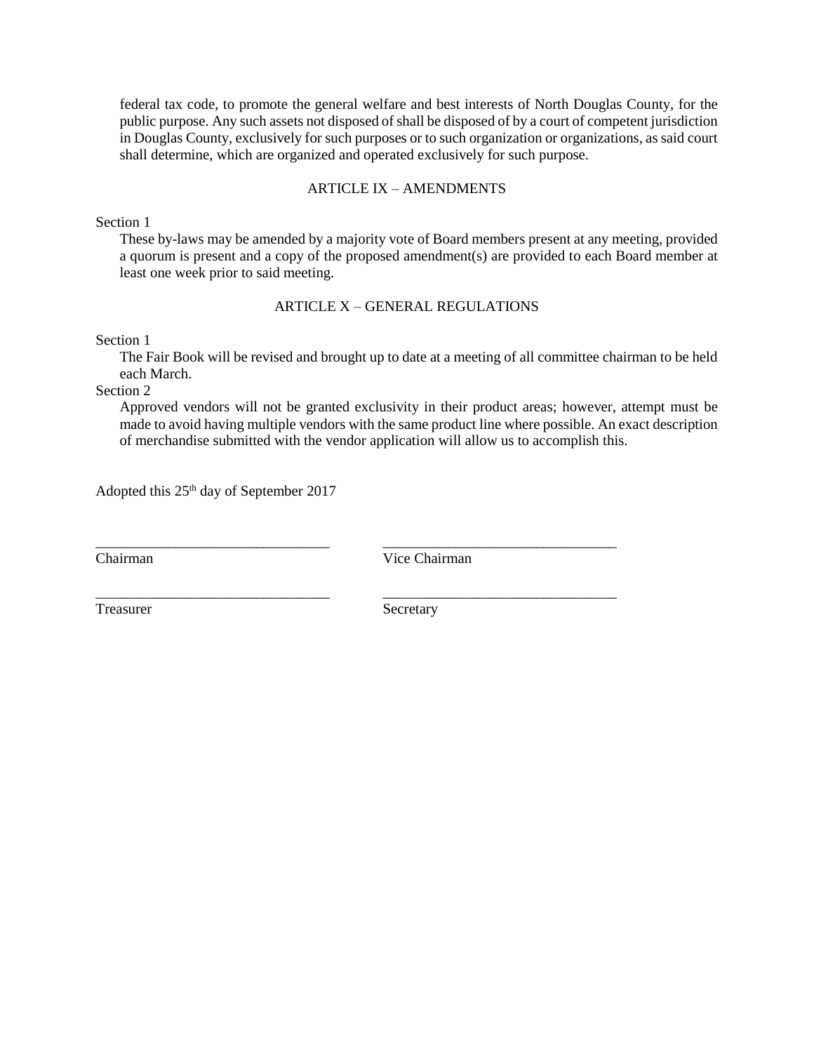federal tax code, to promote the general welfare and best interests of North Douglas County, for the public purpose. Any such assets not disposed of shall be disposed of by a court of competent jurisdiction in Douglas County, exclusively for such purposes or to such organization or organizations, as said court shall determine, which are organized and operated exclusively for such purpose.

## ARTICLE IX – AMENDMENTS

Section 1

These by-laws may be amended by a majority vote of Board members present at any meeting, provided a quorum is present and a copy of the proposed amendment(s) are provided to each Board member at least one week prior to said meeting.

## ARTICLE X – GENERAL REGULATIONS

Section 1

The Fair Book will be revised and brought up to date at a meeting of all committee chairman to be held each March.

Section 2

Approved vendors will not be granted exclusivity in their product areas; however, attempt must be made to avoid having multiple vendors with the same product line where possible. An exact description of merchandise submitted with the vendor application will allow us to accomplish this.

Adopted this 25th day of September 2017

________________________________ ________________________________
Chairman Vice Chairman

________________________________ ________________________________
Treasurer Secretary